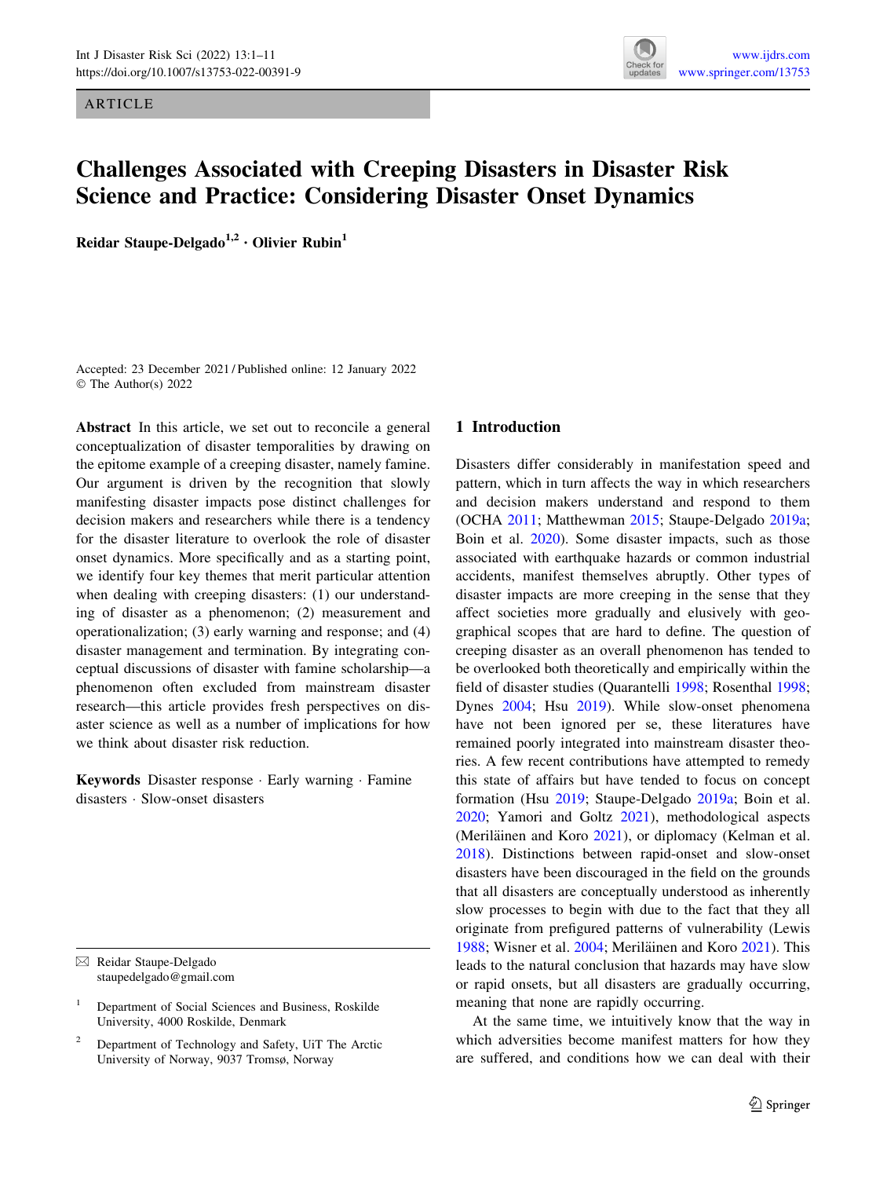ARTICLE

# Challenges Associated with Creeping Disasters in Disaster Risk Science and Practice: Considering Disaster Onset Dynamics

**Reidar Staupe-Delgado**[1,2] · **Olivier Rubin**[1]

Accepted: 23 December 2021 / Published online: 12 January 2022
© The Author(s) 2022

**Abstract** In this article, we set out to reconcile a general conceptualization of disaster temporalities by drawing on the epitome example of a creeping disaster, namely famine. Our argument is driven by the recognition that slowly manifesting disaster impacts pose distinct challenges for decision makers and researchers while there is a tendency for the disaster literature to overlook the role of disaster onset dynamics. More specifically and as a starting point, we identify four key themes that merit particular attention when dealing with creeping disasters: (1) our understanding of disaster as a phenomenon; (2) measurement and operationalization; (3) early warning and response; and (4) disaster management and termination. By integrating conceptual discussions of disaster with famine scholarship—a phenomenon often excluded from mainstream disaster research—this article provides fresh perspectives on disaster science as well as a number of implications for how we think about disaster risk reduction.

**Keywords** Disaster response · Early warning · Famine disasters · Slow-onset disasters

✉ Reidar Staupe-Delgado
staupedelgado@gmail.com

[1] Department of Social Sciences and Business, Roskilde University, 4000 Roskilde, Denmark

[2] Department of Technology and Safety, UiT The Arctic University of Norway, 9037 Tromsø, Norway

## 1 Introduction

Disasters differ considerably in manifestation speed and pattern, which in turn affects the way in which researchers and decision makers understand and respond to them (OCHA 2011; Matthewman 2015; Staupe-Delgado 2019a; Boin et al. 2020). Some disaster impacts, such as those associated with earthquake hazards or common industrial accidents, manifest themselves abruptly. Other types of disaster impacts are more creeping in the sense that they affect societies more gradually and elusively with geographical scopes that are hard to define. The question of creeping disaster as an overall phenomenon has tended to be overlooked both theoretically and empirically within the field of disaster studies (Quarantelli 1998; Rosenthal 1998; Dynes 2004; Hsu 2019). While slow-onset phenomena have not been ignored per se, these literatures have remained poorly integrated into mainstream disaster theories. A few recent contributions have attempted to remedy this state of affairs but have tended to focus on concept formation (Hsu 2019; Staupe-Delgado 2019a; Boin et al. 2020; Yamori and Goltz 2021), methodological aspects (Meriläinen and Koro 2021), or diplomacy (Kelman et al. 2018). Distinctions between rapid-onset and slow-onset disasters have been discouraged in the field on the grounds that all disasters are conceptually understood as inherently slow processes to begin with due to the fact that they all originate from prefigured patterns of vulnerability (Lewis 1988; Wisner et al. 2004; Meriläinen and Koro 2021). This leads to the natural conclusion that hazards may have slow or rapid onsets, but all disasters are gradually occurring, meaning that none are rapidly occurring.

At the same time, we intuitively know that the way in which adversities become manifest matters for how they are suffered, and conditions how we can deal with their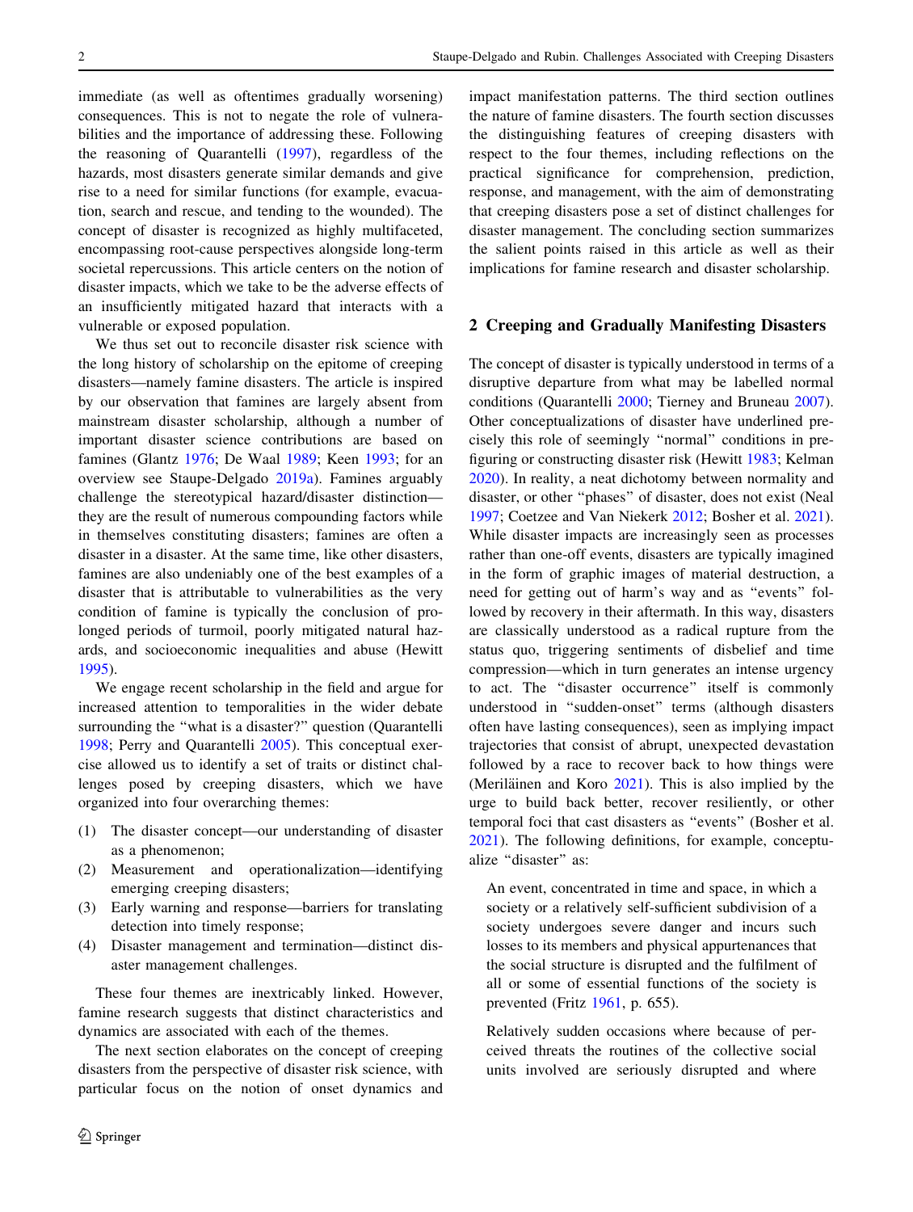immediate (as well as oftentimes gradually worsening) consequences. This is not to negate the role of vulnerabilities and the importance of addressing these. Following the reasoning of Quarantelli (1997), regardless of the hazards, most disasters generate similar demands and give rise to a need for similar functions (for example, evacuation, search and rescue, and tending to the wounded). The concept of disaster is recognized as highly multifaceted, encompassing root-cause perspectives alongside long-term societal repercussions. This article centers on the notion of disaster impacts, which we take to be the adverse effects of an insufficiently mitigated hazard that interacts with a vulnerable or exposed population.

We thus set out to reconcile disaster risk science with the long history of scholarship on the epitome of creeping disasters—namely famine disasters. The article is inspired by our observation that famines are largely absent from mainstream disaster scholarship, although a number of important disaster science contributions are based on famines (Glantz 1976; De Waal 1989; Keen 1993; for an overview see Staupe-Delgado 2019a). Famines arguably challenge the stereotypical hazard/disaster distinction—they are the result of numerous compounding factors while in themselves constituting disasters; famines are often a disaster in a disaster. At the same time, like other disasters, famines are also undeniably one of the best examples of a disaster that is attributable to vulnerabilities as the very condition of famine is typically the conclusion of prolonged periods of turmoil, poorly mitigated natural hazards, and socioeconomic inequalities and abuse (Hewitt 1995).

We engage recent scholarship in the field and argue for increased attention to temporalities in the wider debate surrounding the "what is a disaster?" question (Quarantelli 1998; Perry and Quarantelli 2005). This conceptual exercise allowed us to identify a set of traits or distinct challenges posed by creeping disasters, which we have organized into four overarching themes:

(1) The disaster concept—our understanding of disaster as a phenomenon;
(2) Measurement and operationalization—identifying emerging creeping disasters;
(3) Early warning and response—barriers for translating detection into timely response;
(4) Disaster management and termination—distinct disaster management challenges.

These four themes are inextricably linked. However, famine research suggests that distinct characteristics and dynamics are associated with each of the themes.

The next section elaborates on the concept of creeping disasters from the perspective of disaster risk science, with particular focus on the notion of onset dynamics and impact manifestation patterns. The third section outlines the nature of famine disasters. The fourth section discusses the distinguishing features of creeping disasters with respect to the four themes, including reflections on the practical significance for comprehension, prediction, response, and management, with the aim of demonstrating that creeping disasters pose a set of distinct challenges for disaster management. The concluding section summarizes the salient points raised in this article as well as their implications for famine research and disaster scholarship.

## 2 Creeping and Gradually Manifesting Disasters

The concept of disaster is typically understood in terms of a disruptive departure from what may be labelled normal conditions (Quarantelli 2000; Tierney and Bruneau 2007). Other conceptualizations of disaster have underlined precisely this role of seemingly "normal" conditions in prefiguring or constructing disaster risk (Hewitt 1983; Kelman 2020). In reality, a neat dichotomy between normality and disaster, or other "phases" of disaster, does not exist (Neal 1997; Coetzee and Van Niekerk 2012; Bosher et al. 2021). While disaster impacts are increasingly seen as processes rather than one-off events, disasters are typically imagined in the form of graphic images of material destruction, a need for getting out of harm's way and as "events" followed by recovery in their aftermath. In this way, disasters are classically understood as a radical rupture from the status quo, triggering sentiments of disbelief and time compression—which in turn generates an intense urgency to act. The "disaster occurrence" itself is commonly understood in "sudden-onset" terms (although disasters often have lasting consequences), seen as implying impact trajectories that consist of abrupt, unexpected devastation followed by a race to recover back to how things were (Meriläinen and Koro 2021). This is also implied by the urge to build back better, recover resiliently, or other temporal foci that cast disasters as "events" (Bosher et al. 2021). The following definitions, for example, conceptualize "disaster" as:

> An event, concentrated in time and space, in which a society or a relatively self-sufficient subdivision of a society undergoes severe danger and incurs such losses to its members and physical appurtenances that the social structure is disrupted and the fulfilment of all or some of essential functions of the society is prevented (Fritz 1961, p. 655).

> Relatively sudden occasions where because of perceived threats the routines of the collective social units involved are seriously disrupted and where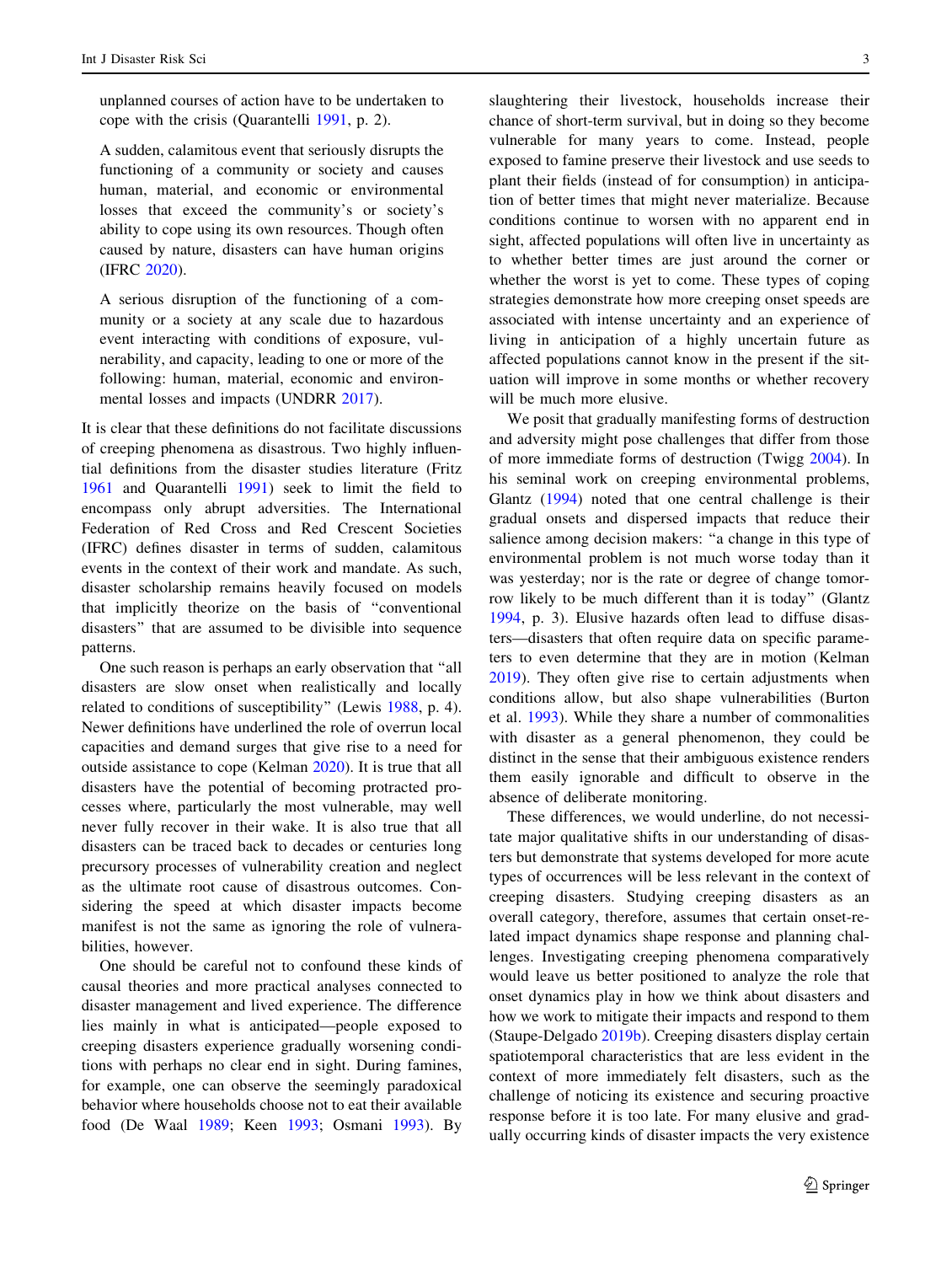unplanned courses of action have to be undertaken to cope with the crisis (Quarantelli 1991, p. 2).

> A sudden, calamitous event that seriously disrupts the functioning of a community or society and causes human, material, and economic or environmental losses that exceed the community's or society's ability to cope using its own resources. Though often caused by nature, disasters can have human origins (IFRC 2020).

> A serious disruption of the functioning of a community or a society at any scale due to hazardous event interacting with conditions of exposure, vulnerability, and capacity, leading to one or more of the following: human, material, economic and environmental losses and impacts (UNDRR 2017).

It is clear that these definitions do not facilitate discussions of creeping phenomena as disastrous. Two highly influential definitions from the disaster studies literature (Fritz 1961 and Quarantelli 1991) seek to limit the field to encompass only abrupt adversities. The International Federation of Red Cross and Red Crescent Societies (IFRC) defines disaster in terms of sudden, calamitous events in the context of their work and mandate. As such, disaster scholarship remains heavily focused on models that implicitly theorize on the basis of "conventional disasters" that are assumed to be divisible into sequence patterns.

One such reason is perhaps an early observation that "all disasters are slow onset when realistically and locally related to conditions of susceptibility" (Lewis 1988, p. 4). Newer definitions have underlined the role of overrun local capacities and demand surges that give rise to a need for outside assistance to cope (Kelman 2020). It is true that all disasters have the potential of becoming protracted processes where, particularly the most vulnerable, may well never fully recover in their wake. It is also true that all disasters can be traced back to decades or centuries long precursory processes of vulnerability creation and neglect as the ultimate root cause of disastrous outcomes. Considering the speed at which disaster impacts become manifest is not the same as ignoring the role of vulnerabilities, however.

One should be careful not to confound these kinds of causal theories and more practical analyses connected to disaster management and lived experience. The difference lies mainly in what is anticipated—people exposed to creeping disasters experience gradually worsening conditions with perhaps no clear end in sight. During famines, for example, one can observe the seemingly paradoxical behavior where households choose not to eat their available food (De Waal 1989; Keen 1993; Osmani 1993). By slaughtering their livestock, households increase their chance of short-term survival, but in doing so they become vulnerable for many years to come. Instead, people exposed to famine preserve their livestock and use seeds to plant their fields (instead of for consumption) in anticipation of better times that might never materialize. Because conditions continue to worsen with no apparent end in sight, affected populations will often live in uncertainty as to whether better times are just around the corner or whether the worst is yet to come. These types of coping strategies demonstrate how more creeping onset speeds are associated with intense uncertainty and an experience of living in anticipation of a highly uncertain future as affected populations cannot know in the present if the situation will improve in some months or whether recovery will be much more elusive.

We posit that gradually manifesting forms of destruction and adversity might pose challenges that differ from those of more immediate forms of destruction (Twigg 2004). In his seminal work on creeping environmental problems, Glantz (1994) noted that one central challenge is their gradual onsets and dispersed impacts that reduce their salience among decision makers: "a change in this type of environmental problem is not much worse today than it was yesterday; nor is the rate or degree of change tomorrow likely to be much different than it is today" (Glantz 1994, p. 3). Elusive hazards often lead to diffuse disasters—disasters that often require data on specific parameters to even determine that they are in motion (Kelman 2019). They often give rise to certain adjustments when conditions allow, but also shape vulnerabilities (Burton et al. 1993). While they share a number of commonalities with disaster as a general phenomenon, they could be distinct in the sense that their ambiguous existence renders them easily ignorable and difficult to observe in the absence of deliberate monitoring.

These differences, we would underline, do not necessitate major qualitative shifts in our understanding of disasters but demonstrate that systems developed for more acute types of occurrences will be less relevant in the context of creeping disasters. Studying creeping disasters as an overall category, therefore, assumes that certain onset-related impact dynamics shape response and planning challenges. Investigating creeping phenomena comparatively would leave us better positioned to analyze the role that onset dynamics play in how we think about disasters and how we work to mitigate their impacts and respond to them (Staupe-Delgado 2019b). Creeping disasters display certain spatiotemporal characteristics that are less evident in the context of more immediately felt disasters, such as the challenge of noticing its existence and securing proactive response before it is too late. For many elusive and gradually occurring kinds of disaster impacts the very existence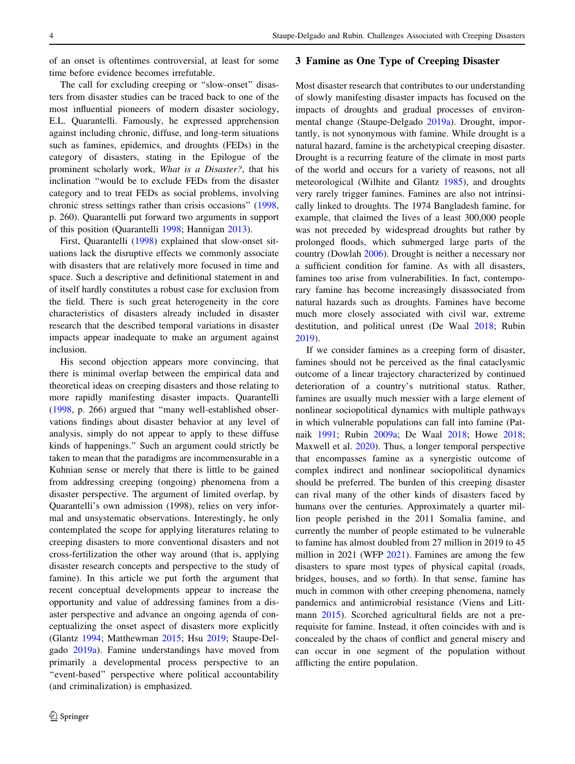of an onset is oftentimes controversial, at least for some time before evidence becomes irrefutable.

The call for excluding creeping or "slow-onset" disasters from disaster studies can be traced back to one of the most influential pioneers of modern disaster sociology, E.L. Quarantelli. Famously, he expressed apprehension against including chronic, diffuse, and long-term situations such as famines, epidemics, and droughts (FEDs) in the category of disasters, stating in the Epilogue of the prominent scholarly work, *What is a Disaster?*, that his inclination "would be to exclude FEDs from the disaster category and to treat FEDs as social problems, involving chronic stress settings rather than crisis occasions" (1998, p. 260). Quarantelli put forward two arguments in support of this position (Quarantelli 1998; Hannigan 2013).

First, Quarantelli (1998) explained that slow-onset situations lack the disruptive effects we commonly associate with disasters that are relatively more focused in time and space. Such a descriptive and definitional statement in and of itself hardly constitutes a robust case for exclusion from the field. There is such great heterogeneity in the core characteristics of disasters already included in disaster research that the described temporal variations in disaster impacts appear inadequate to make an argument against inclusion.

His second objection appears more convincing, that there is minimal overlap between the empirical data and theoretical ideas on creeping disasters and those relating to more rapidly manifesting disaster impacts. Quarantelli (1998, p. 266) argued that "many well-established observations findings about disaster behavior at any level of analysis, simply do not appear to apply to these diffuse kinds of happenings." Such an argument could strictly be taken to mean that the paradigms are incommensurable in a Kuhnian sense or merely that there is little to be gained from addressing creeping (ongoing) phenomena from a disaster perspective. The argument of limited overlap, by Quarantelli's own admission (1998), relies on very informal and unsystematic observations. Interestingly, he only contemplated the scope for applying literatures relating to creeping disasters to more conventional disasters and not cross-fertilization the other way around (that is, applying disaster research concepts and perspective to the study of famine). In this article we put forth the argument that recent conceptual developments appear to increase the opportunity and value of addressing famines from a disaster perspective and advance an ongoing agenda of conceptualizing the onset aspect of disasters more explicitly (Glantz 1994; Matthewman 2015; Hsu 2019; Staupe-Delgado 2019a). Famine understandings have moved from primarily a developmental process perspective to an "event-based" perspective where political accountability (and criminalization) is emphasized.

## 3 Famine as One Type of Creeping Disaster

Most disaster research that contributes to our understanding of slowly manifesting disaster impacts has focused on the impacts of droughts and gradual processes of environmental change (Staupe-Delgado 2019a). Drought, importantly, is not synonymous with famine. While drought is a natural hazard, famine is the archetypical creeping disaster. Drought is a recurring feature of the climate in most parts of the world and occurs for a variety of reasons, not all meteorological (Wilhite and Glantz 1985), and droughts very rarely trigger famines. Famines are also not intrinsically linked to droughts. The 1974 Bangladesh famine, for example, that claimed the lives of a least 300,000 people was not preceded by widespread droughts but rather by prolonged floods, which submerged large parts of the country (Dowlah 2006). Drought is neither a necessary nor a sufficient condition for famine. As with all disasters, famines too arise from vulnerabilities. In fact, contemporary famine has become increasingly disassociated from natural hazards such as droughts. Famines have become much more closely associated with civil war, extreme destitution, and political unrest (De Waal 2018; Rubin 2019).

If we consider famines as a creeping form of disaster, famines should not be perceived as the final cataclysmic outcome of a linear trajectory characterized by continued deterioration of a country's nutritional status. Rather, famines are usually much messier with a large element of nonlinear sociopolitical dynamics with multiple pathways in which vulnerable populations can fall into famine (Patnaik 1991; Rubin 2009a; De Waal 2018; Howe 2018; Maxwell et al. 2020). Thus, a longer temporal perspective that encompasses famine as a synergistic outcome of complex indirect and nonlinear sociopolitical dynamics should be preferred. The burden of this creeping disaster can rival many of the other kinds of disasters faced by humans over the centuries. Approximately a quarter million people perished in the 2011 Somalia famine, and currently the number of people estimated to be vulnerable to famine has almost doubled from 27 million in 2019 to 45 million in 2021 (WFP 2021). Famines are among the few disasters to spare most types of physical capital (roads, bridges, houses, and so forth). In that sense, famine has much in common with other creeping phenomena, namely pandemics and antimicrobial resistance (Viens and Littmann 2015). Scorched agricultural fields are not a prerequisite for famine. Instead, it often coincides with and is concealed by the chaos of conflict and general misery and can occur in one segment of the population without afflicting the entire population.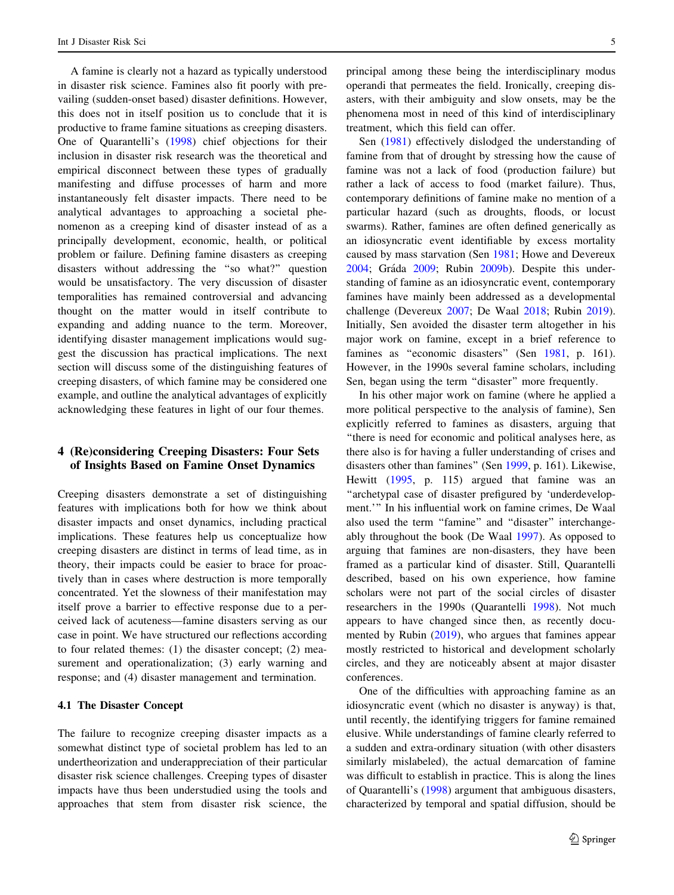A famine is clearly not a hazard as typically understood in disaster risk science. Famines also fit poorly with prevailing (sudden-onset based) disaster definitions. However, this does not in itself position us to conclude that it is productive to frame famine situations as creeping disasters. One of Quarantelli's (1998) chief objections for their inclusion in disaster risk research was the theoretical and empirical disconnect between these types of gradually manifesting and diffuse processes of harm and more instantaneously felt disaster impacts. There need to be analytical advantages to approaching a societal phenomenon as a creeping kind of disaster instead of as a principally development, economic, health, or political problem or failure. Defining famine disasters as creeping disasters without addressing the "so what?" question would be unsatisfactory. The very discussion of disaster temporalities has remained controversial and advancing thought on the matter would in itself contribute to expanding and adding nuance to the term. Moreover, identifying disaster management implications would suggest the discussion has practical implications. The next section will discuss some of the distinguishing features of creeping disasters, of which famine may be considered one example, and outline the analytical advantages of explicitly acknowledging these features in light of our four themes.

## 4 (Re)considering Creeping Disasters: Four Sets of Insights Based on Famine Onset Dynamics

Creeping disasters demonstrate a set of distinguishing features with implications both for how we think about disaster impacts and onset dynamics, including practical implications. These features help us conceptualize how creeping disasters are distinct in terms of lead time, as in theory, their impacts could be easier to brace for proactively than in cases where destruction is more temporally concentrated. Yet the slowness of their manifestation may itself prove a barrier to effective response due to a perceived lack of acuteness—famine disasters serving as our case in point. We have structured our reflections according to four related themes: (1) the disaster concept; (2) measurement and operationalization; (3) early warning and response; and (4) disaster management and termination.

### 4.1 The Disaster Concept

The failure to recognize creeping disaster impacts as a somewhat distinct type of societal problem has led to an undertheorization and underappreciation of their particular disaster risk science challenges. Creeping types of disaster impacts have thus been understudied using the tools and approaches that stem from disaster risk science, the principal among these being the interdisciplinary modus operandi that permeates the field. Ironically, creeping disasters, with their ambiguity and slow onsets, may be the phenomena most in need of this kind of interdisciplinary treatment, which this field can offer.

Sen (1981) effectively dislodged the understanding of famine from that of drought by stressing how the cause of famine was not a lack of food (production failure) but rather a lack of access to food (market failure). Thus, contemporary definitions of famine make no mention of a particular hazard (such as droughts, floods, or locust swarms). Rather, famines are often defined generically as an idiosyncratic event identifiable by excess mortality caused by mass starvation (Sen 1981; Howe and Devereux 2004; Gráda 2009; Rubin 2009b). Despite this understanding of famine as an idiosyncratic event, contemporary famines have mainly been addressed as a developmental challenge (Devereux 2007; De Waal 2018; Rubin 2019). Initially, Sen avoided the disaster term altogether in his major work on famine, except in a brief reference to famines as "economic disasters" (Sen 1981, p. 161). However, in the 1990s several famine scholars, including Sen, began using the term "disaster" more frequently.

In his other major work on famine (where he applied a more political perspective to the analysis of famine), Sen explicitly referred to famines as disasters, arguing that "there is need for economic and political analyses here, as there also is for having a fuller understanding of crises and disasters other than famines" (Sen 1999, p. 161). Likewise, Hewitt (1995, p. 115) argued that famine was an "archetypal case of disaster prefigured by 'underdevelopment.'" In his influential work on famine crimes, De Waal also used the term "famine" and "disaster" interchangeably throughout the book (De Waal 1997). As opposed to arguing that famines are non-disasters, they have been framed as a particular kind of disaster. Still, Quarantelli described, based on his own experience, how famine scholars were not part of the social circles of disaster researchers in the 1990s (Quarantelli 1998). Not much appears to have changed since then, as recently documented by Rubin (2019), who argues that famines appear mostly restricted to historical and development scholarly circles, and they are noticeably absent at major disaster conferences.

One of the difficulties with approaching famine as an idiosyncratic event (which no disaster is anyway) is that, until recently, the identifying triggers for famine remained elusive. While understandings of famine clearly referred to a sudden and extra-ordinary situation (with other disasters similarly mislabeled), the actual demarcation of famine was difficult to establish in practice. This is along the lines of Quarantelli's (1998) argument that ambiguous disasters, characterized by temporal and spatial diffusion, should be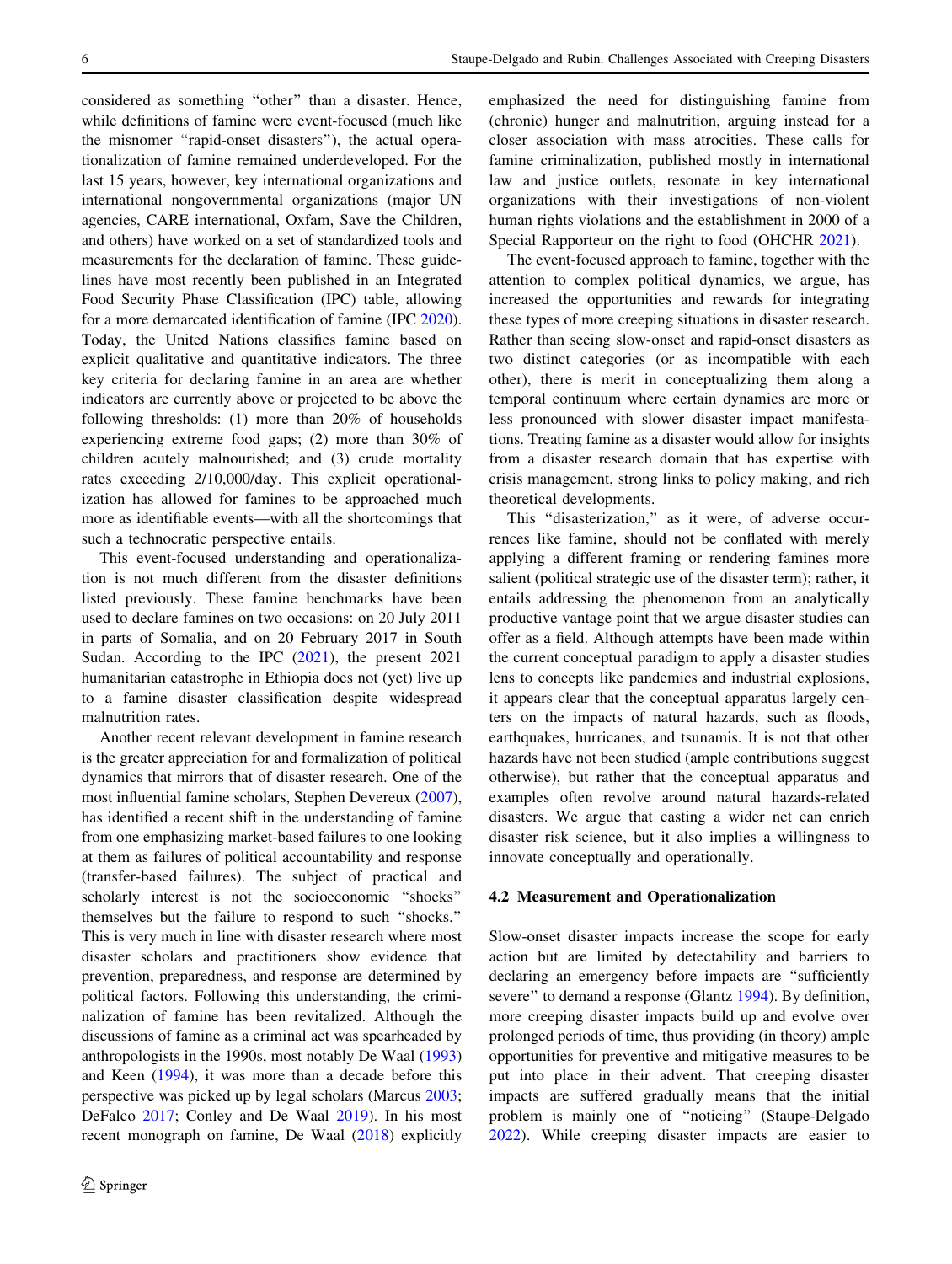considered as something "other" than a disaster. Hence, while definitions of famine were event-focused (much like the misnomer "rapid-onset disasters"), the actual operationalization of famine remained underdeveloped. For the last 15 years, however, key international organizations and international nongovernmental organizations (major UN agencies, CARE international, Oxfam, Save the Children, and others) have worked on a set of standardized tools and measurements for the declaration of famine. These guidelines have most recently been published in an Integrated Food Security Phase Classification (IPC) table, allowing for a more demarcated identification of famine (IPC 2020). Today, the United Nations classifies famine based on explicit qualitative and quantitative indicators. The three key criteria for declaring famine in an area are whether indicators are currently above or projected to be above the following thresholds: (1) more than 20% of households experiencing extreme food gaps; (2) more than 30% of children acutely malnourished; and (3) crude mortality rates exceeding 2/10,000/day. This explicit operationalization has allowed for famines to be approached much more as identifiable events—with all the shortcomings that such a technocratic perspective entails.

This event-focused understanding and operationalization is not much different from the disaster definitions listed previously. These famine benchmarks have been used to declare famines on two occasions: on 20 July 2011 in parts of Somalia, and on 20 February 2017 in South Sudan. According to the IPC (2021), the present 2021 humanitarian catastrophe in Ethiopia does not (yet) live up to a famine disaster classification despite widespread malnutrition rates.

Another recent relevant development in famine research is the greater appreciation for and formalization of political dynamics that mirrors that of disaster research. One of the most influential famine scholars, Stephen Devereux (2007), has identified a recent shift in the understanding of famine from one emphasizing market-based failures to one looking at them as failures of political accountability and response (transfer-based failures). The subject of practical and scholarly interest is not the socioeconomic "shocks" themselves but the failure to respond to such "shocks." This is very much in line with disaster research where most disaster scholars and practitioners show evidence that prevention, preparedness, and response are determined by political factors. Following this understanding, the criminalization of famine has been revitalized. Although the discussions of famine as a criminal act was spearheaded by anthropologists in the 1990s, most notably De Waal (1993) and Keen (1994), it was more than a decade before this perspective was picked up by legal scholars (Marcus 2003; DeFalco 2017; Conley and De Waal 2019). In his most recent monograph on famine, De Waal (2018) explicitly emphasized the need for distinguishing famine from (chronic) hunger and malnutrition, arguing instead for a closer association with mass atrocities. These calls for famine criminalization, published mostly in international law and justice outlets, resonate in key international organizations with their investigations of non-violent human rights violations and the establishment in 2000 of a Special Rapporteur on the right to food (OHCHR 2021).

The event-focused approach to famine, together with the attention to complex political dynamics, we argue, has increased the opportunities and rewards for integrating these types of more creeping situations in disaster research. Rather than seeing slow-onset and rapid-onset disasters as two distinct categories (or as incompatible with each other), there is merit in conceptualizing them along a temporal continuum where certain dynamics are more or less pronounced with slower disaster impact manifestations. Treating famine as a disaster would allow for insights from a disaster research domain that has expertise with crisis management, strong links to policy making, and rich theoretical developments.

This "disasterization," as it were, of adverse occurrences like famine, should not be conflated with merely applying a different framing or rendering famines more salient (political strategic use of the disaster term); rather, it entails addressing the phenomenon from an analytically productive vantage point that we argue disaster studies can offer as a field. Although attempts have been made within the current conceptual paradigm to apply a disaster studies lens to concepts like pandemics and industrial explosions, it appears clear that the conceptual apparatus largely centers on the impacts of natural hazards, such as floods, earthquakes, hurricanes, and tsunamis. It is not that other hazards have not been studied (ample contributions suggest otherwise), but rather that the conceptual apparatus and examples often revolve around natural hazards-related disasters. We argue that casting a wider net can enrich disaster risk science, but it also implies a willingness to innovate conceptually and operationally.

### 4.2 Measurement and Operationalization

Slow-onset disaster impacts increase the scope for early action but are limited by detectability and barriers to declaring an emergency before impacts are "sufficiently severe" to demand a response (Glantz 1994). By definition, more creeping disaster impacts build up and evolve over prolonged periods of time, thus providing (in theory) ample opportunities for preventive and mitigative measures to be put into place in their advent. That creeping disaster impacts are suffered gradually means that the initial problem is mainly one of "noticing" (Staupe-Delgado 2022). While creeping disaster impacts are easier to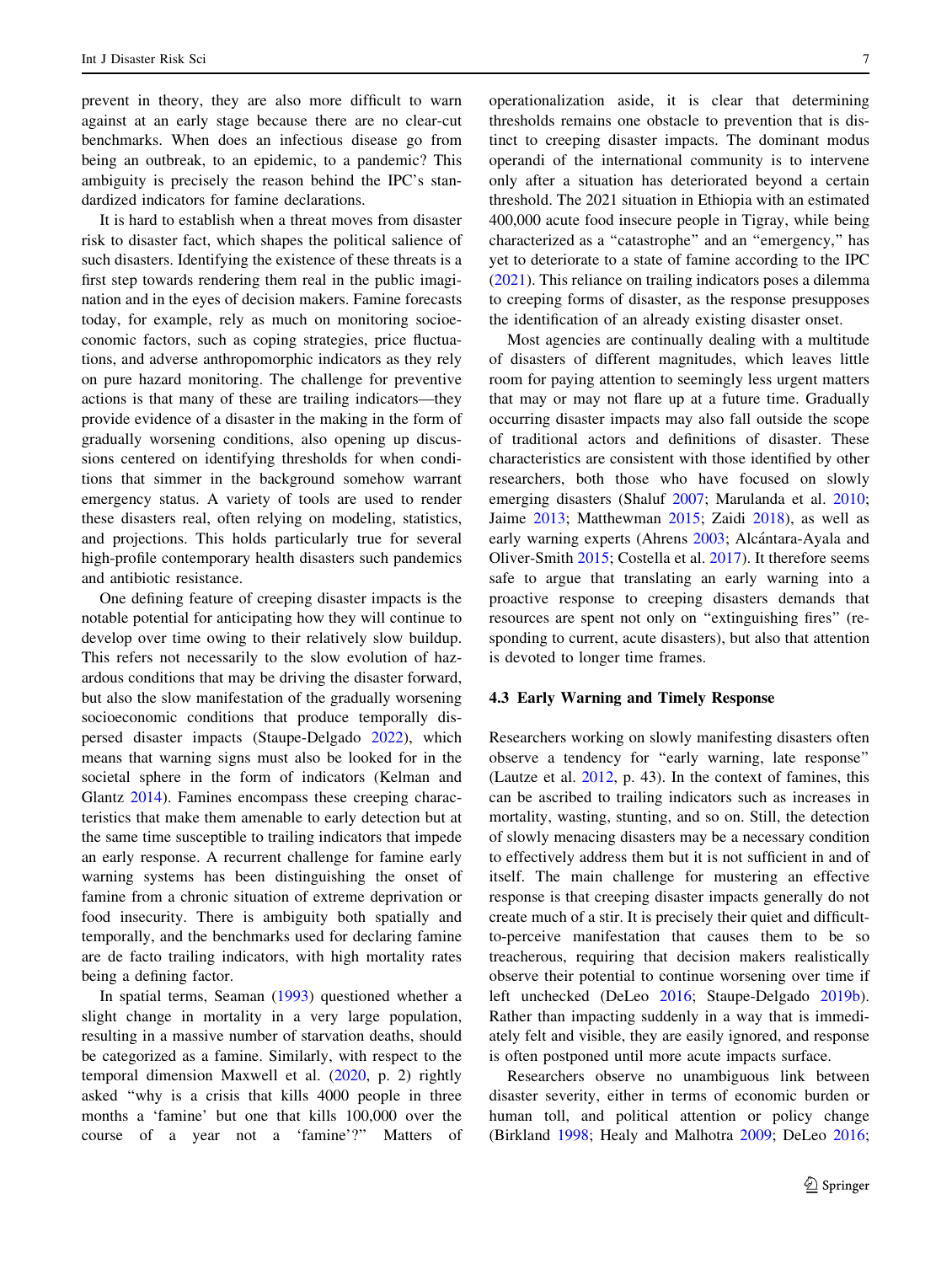prevent in theory, they are also more difficult to warn against at an early stage because there are no clear-cut benchmarks. When does an infectious disease go from being an outbreak, to an epidemic, to a pandemic? This ambiguity is precisely the reason behind the IPC's standardized indicators for famine declarations.

It is hard to establish when a threat moves from disaster risk to disaster fact, which shapes the political salience of such disasters. Identifying the existence of these threats is a first step towards rendering them real in the public imagination and in the eyes of decision makers. Famine forecasts today, for example, rely as much on monitoring socioeconomic factors, such as coping strategies, price fluctuations, and adverse anthropomorphic indicators as they rely on pure hazard monitoring. The challenge for preventive actions is that many of these are trailing indicators—they provide evidence of a disaster in the making in the form of gradually worsening conditions, also opening up discussions centered on identifying thresholds for when conditions that simmer in the background somehow warrant emergency status. A variety of tools are used to render these disasters real, often relying on modeling, statistics, and projections. This holds particularly true for several high-profile contemporary health disasters such pandemics and antibiotic resistance.

One defining feature of creeping disaster impacts is the notable potential for anticipating how they will continue to develop over time owing to their relatively slow buildup. This refers not necessarily to the slow evolution of hazardous conditions that may be driving the disaster forward, but also the slow manifestation of the gradually worsening socioeconomic conditions that produce temporally dispersed disaster impacts (Staupe-Delgado 2022), which means that warning signs must also be looked for in the societal sphere in the form of indicators (Kelman and Glantz 2014). Famines encompass these creeping characteristics that make them amenable to early detection but at the same time susceptible to trailing indicators that impede an early response. A recurrent challenge for famine early warning systems has been distinguishing the onset of famine from a chronic situation of extreme deprivation or food insecurity. There is ambiguity both spatially and temporally, and the benchmarks used for declaring famine are de facto trailing indicators, with high mortality rates being a defining factor.

In spatial terms, Seaman (1993) questioned whether a slight change in mortality in a very large population, resulting in a massive number of starvation deaths, should be categorized as a famine. Similarly, with respect to the temporal dimension Maxwell et al. (2020, p. 2) rightly asked "why is a crisis that kills 4000 people in three months a 'famine' but one that kills 100,000 over the course of a year not a 'famine'?" Matters of operationalization aside, it is clear that determining thresholds remains one obstacle to prevention that is distinct to creeping disaster impacts. The dominant modus operandi of the international community is to intervene only after a situation has deteriorated beyond a certain threshold. The 2021 situation in Ethiopia with an estimated 400,000 acute food insecure people in Tigray, while being characterized as a "catastrophe" and an "emergency," has yet to deteriorate to a state of famine according to the IPC (2021). This reliance on trailing indicators poses a dilemma to creeping forms of disaster, as the response presupposes the identification of an already existing disaster onset.

Most agencies are continually dealing with a multitude of disasters of different magnitudes, which leaves little room for paying attention to seemingly less urgent matters that may or may not flare up at a future time. Gradually occurring disaster impacts may also fall outside the scope of traditional actors and definitions of disaster. These characteristics are consistent with those identified by other researchers, both those who have focused on slowly emerging disasters (Shaluf 2007; Marulanda et al. 2010; Jaime 2013; Matthewman 2015; Zaidi 2018), as well as early warning experts (Ahrens 2003; Alcántara-Ayala and Oliver-Smith 2015; Costella et al. 2017). It therefore seems safe to argue that translating an early warning into a proactive response to creeping disasters demands that resources are spent not only on "extinguishing fires" (responding to current, acute disasters), but also that attention is devoted to longer time frames.

### 4.3 Early Warning and Timely Response

Researchers working on slowly manifesting disasters often observe a tendency for "early warning, late response" (Lautze et al. 2012, p. 43). In the context of famines, this can be ascribed to trailing indicators such as increases in mortality, wasting, stunting, and so on. Still, the detection of slowly menacing disasters may be a necessary condition to effectively address them but it is not sufficient in and of itself. The main challenge for mustering an effective response is that creeping disaster impacts generally do not create much of a stir. It is precisely their quiet and difficult-to-perceive manifestation that causes them to be so treacherous, requiring that decision makers realistically observe their potential to continue worsening over time if left unchecked (DeLeo 2016; Staupe-Delgado 2019b). Rather than impacting suddenly in a way that is immediately felt and visible, they are easily ignored, and response is often postponed until more acute impacts surface.

Researchers observe no unambiguous link between disaster severity, either in terms of economic burden or human toll, and political attention or policy change (Birkland 1998; Healy and Malhotra 2009; DeLeo 2016;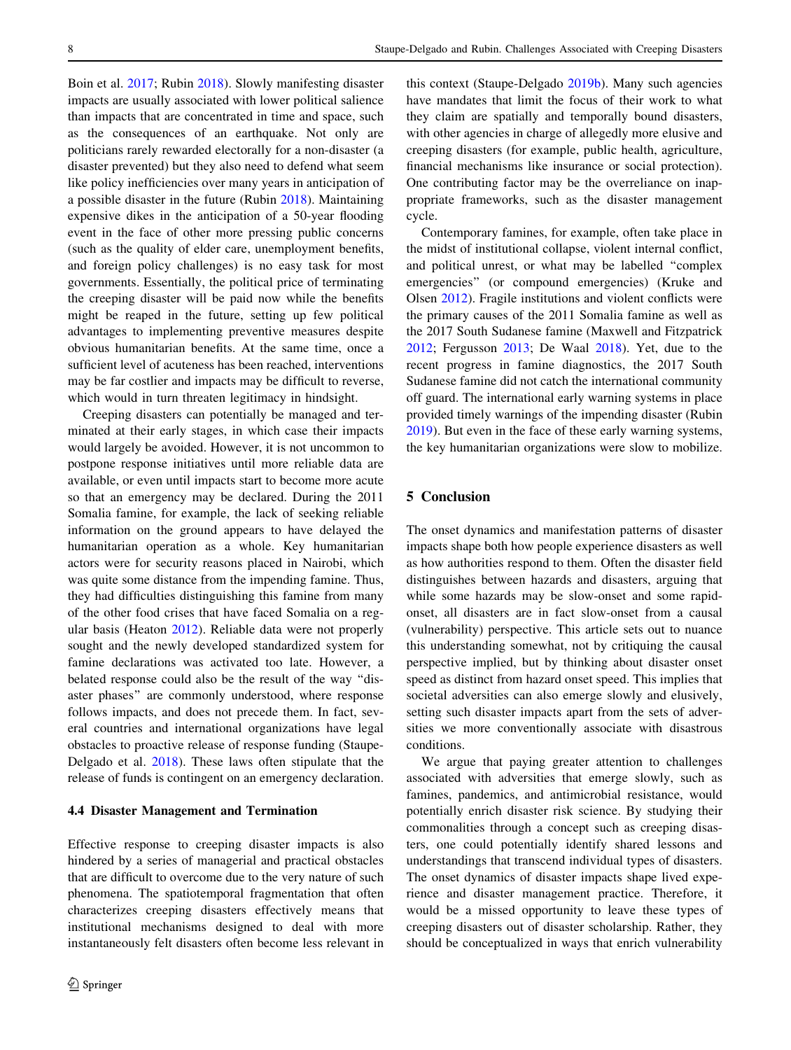Boin et al. 2017; Rubin 2018). Slowly manifesting disaster impacts are usually associated with lower political salience than impacts that are concentrated in time and space, such as the consequences of an earthquake. Not only are politicians rarely rewarded electorally for a non-disaster (a disaster prevented) but they also need to defend what seem like policy inefficiencies over many years in anticipation of a possible disaster in the future (Rubin 2018). Maintaining expensive dikes in the anticipation of a 50-year flooding event in the face of other more pressing public concerns (such as the quality of elder care, unemployment benefits, and foreign policy challenges) is no easy task for most governments. Essentially, the political price of terminating the creeping disaster will be paid now while the benefits might be reaped in the future, setting up few political advantages to implementing preventive measures despite obvious humanitarian benefits. At the same time, once a sufficient level of acuteness has been reached, interventions may be far costlier and impacts may be difficult to reverse, which would in turn threaten legitimacy in hindsight.

Creeping disasters can potentially be managed and terminated at their early stages, in which case their impacts would largely be avoided. However, it is not uncommon to postpone response initiatives until more reliable data are available, or even until impacts start to become more acute so that an emergency may be declared. During the 2011 Somalia famine, for example, the lack of seeking reliable information on the ground appears to have delayed the humanitarian operation as a whole. Key humanitarian actors were for security reasons placed in Nairobi, which was quite some distance from the impending famine. Thus, they had difficulties distinguishing this famine from many of the other food crises that have faced Somalia on a regular basis (Heaton 2012). Reliable data were not properly sought and the newly developed standardized system for famine declarations was activated too late. However, a belated response could also be the result of the way "disaster phases" are commonly understood, where response follows impacts, and does not precede them. In fact, several countries and international organizations have legal obstacles to proactive release of response funding (Staupe-Delgado et al. 2018). These laws often stipulate that the release of funds is contingent on an emergency declaration.

### 4.4 Disaster Management and Termination

Effective response to creeping disaster impacts is also hindered by a series of managerial and practical obstacles that are difficult to overcome due to the very nature of such phenomena. The spatiotemporal fragmentation that often characterizes creeping disasters effectively means that institutional mechanisms designed to deal with more instantaneously felt disasters often become less relevant in this context (Staupe-Delgado 2019b). Many such agencies have mandates that limit the focus of their work to what they claim are spatially and temporally bound disasters, with other agencies in charge of allegedly more elusive and creeping disasters (for example, public health, agriculture, financial mechanisms like insurance or social protection). One contributing factor may be the overreliance on inappropriate frameworks, such as the disaster management cycle.

Contemporary famines, for example, often take place in the midst of institutional collapse, violent internal conflict, and political unrest, or what may be labelled "complex emergencies" (or compound emergencies) (Kruke and Olsen 2012). Fragile institutions and violent conflicts were the primary causes of the 2011 Somalia famine as well as the 2017 South Sudanese famine (Maxwell and Fitzpatrick 2012; Fergusson 2013; De Waal 2018). Yet, due to the recent progress in famine diagnostics, the 2017 South Sudanese famine did not catch the international community off guard. The international early warning systems in place provided timely warnings of the impending disaster (Rubin 2019). But even in the face of these early warning systems, the key humanitarian organizations were slow to mobilize.

## 5 Conclusion

The onset dynamics and manifestation patterns of disaster impacts shape both how people experience disasters as well as how authorities respond to them. Often the disaster field distinguishes between hazards and disasters, arguing that while some hazards may be slow-onset and some rapid-onset, all disasters are in fact slow-onset from a causal (vulnerability) perspective. This article sets out to nuance this understanding somewhat, not by critiquing the causal perspective implied, but by thinking about disaster onset speed as distinct from hazard onset speed. This implies that societal adversities can also emerge slowly and elusively, setting such disaster impacts apart from the sets of adversities we more conventionally associate with disastrous conditions.

We argue that paying greater attention to challenges associated with adversities that emerge slowly, such as famines, pandemics, and antimicrobial resistance, would potentially enrich disaster risk science. By studying their commonalities through a concept such as creeping disasters, one could potentially identify shared lessons and understandings that transcend individual types of disasters. The onset dynamics of disaster impacts shape lived experience and disaster management practice. Therefore, it would be a missed opportunity to leave these types of creeping disasters out of disaster scholarship. Rather, they should be conceptualized in ways that enrich vulnerability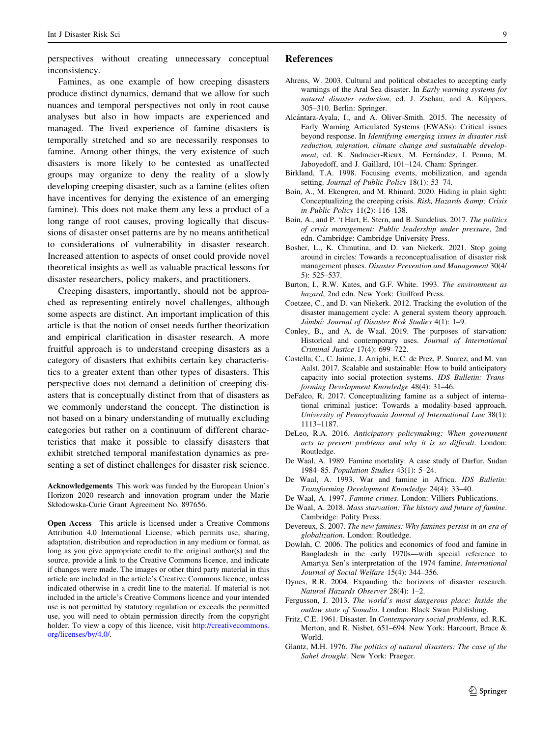perspectives without creating unnecessary conceptual inconsistency.

Famines, as one example of how creeping disasters produce distinct dynamics, demand that we allow for such nuances and temporal perspectives not only in root cause analyses but also in how impacts are experienced and managed. The lived experience of famine disasters is temporally stretched and so are necessarily responses to famine. Among other things, the very existence of such disasters is more likely to be contested as unaffected groups may organize to deny the reality of a slowly developing creeping disaster, such as a famine (elites often have incentives for denying the existence of an emerging famine). This does not make them any less a product of a long range of root causes, proving logically that discussions of disaster onset patterns are by no means antithetical to considerations of vulnerability in disaster research. Increased attention to aspects of onset could provide novel theoretical insights as well as valuable practical lessons for disaster researchers, policy makers, and practitioners.

Creeping disasters, importantly, should not be approached as representing entirely novel challenges, although some aspects are distinct. An important implication of this article is that the notion of onset needs further theorization and empirical clarification in disaster research. A more fruitful approach is to understand creeping disasters as a category of disasters that exhibits certain key characteristics to a greater extent than other types of disasters. This perspective does not demand a definition of creeping disasters that is conceptually distinct from that of disasters as we commonly understand the concept. The distinction is not based on a binary understanding of mutually excluding categories but rather on a continuum of different characteristics that make it possible to classify disasters that exhibit stretched temporal manifestation dynamics as presenting a set of distinct challenges for disaster risk science.

**Acknowledgements** This work was funded by the European Union's Horizon 2020 research and innovation program under the Marie Skłodowska-Curie Grant Agreement No. 897656.

**Open Access** This article is licensed under a Creative Commons Attribution 4.0 International License, which permits use, sharing, adaptation, distribution and reproduction in any medium or format, as long as you give appropriate credit to the original author(s) and the source, provide a link to the Creative Commons licence, and indicate if changes were made. The images or other third party material in this article are included in the article's Creative Commons licence, unless indicated otherwise in a credit line to the material. If material is not included in the article's Creative Commons licence and your intended use is not permitted by statutory regulation or exceeds the permitted use, you will need to obtain permission directly from the copyright holder. To view a copy of this licence, visit http://creativecommons.org/licenses/by/4.0/.

## References

Ahrens, W. 2003. Cultural and political obstacles to accepting early warnings of the Aral Sea disaster. In *Early warning systems for natural disaster reduction*, ed. J. Zschau, and A. Küppers, 305–310. Berlin: Springer.

Alcántara-Ayala, I., and A. Oliver-Smith. 2015. The necessity of Early Warning Articulated Systems (EWASs): Critical issues beyond response. In *Identifying emerging issues in disaster risk reduction, migration, climate change and sustainable development*, ed. K. Sudmeier-Rieux, M. Fernández, I. Penna, M. Jaboyedoff, and J. Gaillard, 101–124. Cham: Springer.

Birkland, T.A. 1998. Focusing events, mobilization, and agenda setting. *Journal of Public Policy* 18(1): 53–74.

Boin, A., M. Ekengren, and M. Rhinard. 2020. Hiding in plain sight: Conceptualizing the creeping crisis. *Risk, Hazards &amp; Crisis in Public Policy* 11(2): 116–138.

Boin, A., and P. 't Hart, E. Stern, and B. Sundelius. 2017. *The politics of crisis management: Public leadership under pressure*, 2nd edn. Cambridge: Cambridge University Press.

Bosher, L., K. Chmutina, and D. van Niekerk. 2021. Stop going around in circles: Towards a reconceptualisation of disaster risk management phases. *Disaster Prevention and Management* 30(4/5): 525–537.

Burton, I., R.W. Kates, and G.F. White. 1993. *The environment as hazard*, 2nd edn. New York: Guilford Press.

Coetzee, C., and D. van Niekerk. 2012. Tracking the evolution of the disaster management cycle: A general system theory approach. *Jàmbá: Journal of Disaster Risk Studies* 4(1): 1–9.

Conley, B., and A. de Waal. 2019. The purposes of starvation: Historical and contemporary uses. *Journal of International Criminal Justice* 17(4): 699–722.

Costella, C., C. Jaime, J. Arrighi, E.C. de Prez, P. Suarez, and M. van Aalst. 2017. Scalable and sustainable: How to build anticipatory capacity into social protection systems. *IDS Bulletin: Transforming Development Knowledge* 48(4): 31–46.

DeFalco, R. 2017. Conceptualizing famine as a subject of international criminal justice: Towards a modality-based approach. *University of Pennsylvania Journal of International Law* 38(1): 1113–1187.

DeLeo, R.A. 2016. *Anticipatory policymaking: When government acts to prevent problems and why it is so difficult*. London: Routledge.

De Waal, A. 1989. Famine mortality: A case study of Darfur, Sudan 1984–85. *Population Studies* 43(1): 5–24.

De Waal, A. 1993. War and famine in Africa. *IDS Bulletin: Transforming Development Knowledge* 24(4): 33–40.

De Waal, A. 1997. *Famine crimes*. London: Villiers Publications.

De Waal, A. 2018. *Mass starvation: The history and future of famine*. Cambridge: Polity Press.

Devereux, S. 2007. *The new famines: Why famines persist in an era of globalization*. London: Routledge.

Dowlah, C. 2006. The politics and economics of food and famine in Bangladesh in the early 1970s—with special reference to Amartya Sen's interpretation of the 1974 famine. *International Journal of Social Welfare* 15(4): 344–356.

Dynes, R.R. 2004. Expanding the horizons of disaster research. *Natural Hazards Observer* 28(4): 1–2.

Fergusson, J. 2013. *The world's most dangerous place: Inside the outlaw state of Somalia*. London: Black Swan Publishing.

Fritz, C.E. 1961. Disaster. In *Contemporary social problems*, ed. R.K. Merton, and R. Nisbet, 651–694. New York: Harcourt, Brace & World.

Glantz, M.H. 1976. *The politics of natural disasters: The case of the Sahel drought*. New York: Praeger.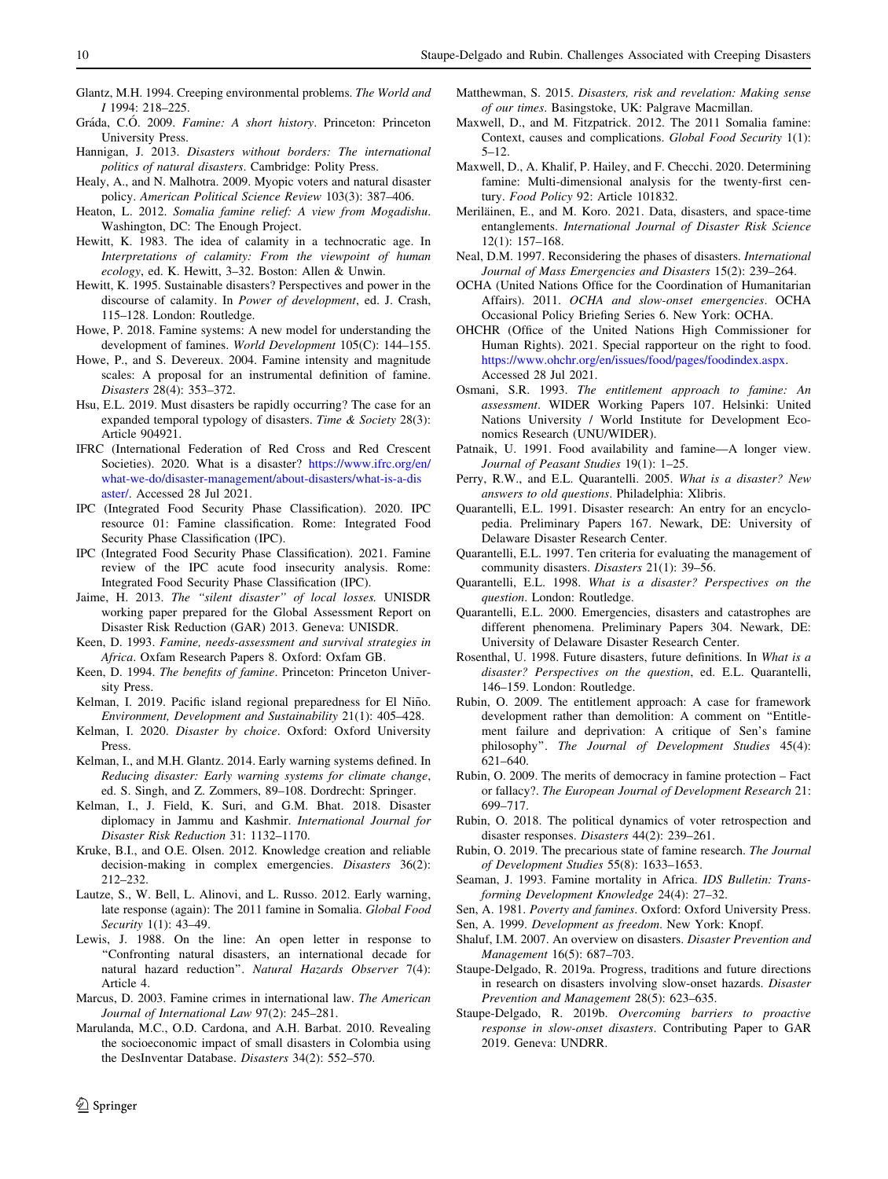Glantz, M.H. 1994. Creeping environmental problems. *The World and I* 1994: 218–225.

Gráda, C.Ó. 2009. *Famine: A short history*. Princeton: Princeton University Press.

Hannigan, J. 2013. *Disasters without borders: The international politics of natural disasters*. Cambridge: Polity Press.

Healy, A., and N. Malhotra. 2009. Myopic voters and natural disaster policy. *American Political Science Review* 103(3): 387–406.

Heaton, L. 2012. *Somalia famine relief: A view from Mogadishu*. Washington, DC: The Enough Project.

Hewitt, K. 1983. The idea of calamity in a technocratic age. In *Interpretations of calamity: From the viewpoint of human ecology*, ed. K. Hewitt, 3–32. Boston: Allen & Unwin.

Hewitt, K. 1995. Sustainable disasters? Perspectives and power in the discourse of calamity. In *Power of development*, ed. J. Crash, 115–128. London: Routledge.

Howe, P. 2018. Famine systems: A new model for understanding the development of famines. *World Development* 105(C): 144–155.

Howe, P., and S. Devereux. 2004. Famine intensity and magnitude scales: A proposal for an instrumental definition of famine. *Disasters* 28(4): 353–372.

Hsu, E.L. 2019. Must disasters be rapidly occurring? The case for an expanded temporal typology of disasters. *Time & Society* 28(3): Article 904921.

IFRC (International Federation of Red Cross and Red Crescent Societies). 2020. What is a disaster? https://www.ifrc.org/en/what-we-do/disaster-management/about-disasters/what-is-a-disaster/. Accessed 28 Jul 2021.

IPC (Integrated Food Security Phase Classification). 2020. IPC resource 01: Famine classification. Rome: Integrated Food Security Phase Classification (IPC).

IPC (Integrated Food Security Phase Classification). 2021. Famine review of the IPC acute food insecurity analysis. Rome: Integrated Food Security Phase Classification (IPC).

Jaime, H. 2013. *The "silent disaster" of local losses.* UNISDR working paper prepared for the Global Assessment Report on Disaster Risk Reduction (GAR) 2013. Geneva: UNISDR.

Keen, D. 1993. *Famine, needs-assessment and survival strategies in Africa*. Oxfam Research Papers 8. Oxford: Oxfam GB.

Keen, D. 1994. *The benefits of famine*. Princeton: Princeton University Press.

Kelman, I. 2019. Pacific island regional preparedness for El Niño. *Environment, Development and Sustainability* 21(1): 405–428.

Kelman, I. 2020. *Disaster by choice*. Oxford: Oxford University Press.

Kelman, I., and M.H. Glantz. 2014. Early warning systems defined. In *Reducing disaster: Early warning systems for climate change*, ed. S. Singh, and Z. Zommers, 89–108. Dordrecht: Springer.

Kelman, I., J. Field, K. Suri, and G.M. Bhat. 2018. Disaster diplomacy in Jammu and Kashmir. *International Journal for Disaster Risk Reduction* 31: 1132–1170.

Kruke, B.I., and O.E. Olsen. 2012. Knowledge creation and reliable decision-making in complex emergencies. *Disasters* 36(2): 212–232.

Lautze, S., W. Bell, L. Alinovi, and L. Russo. 2012. Early warning, late response (again): The 2011 famine in Somalia. *Global Food Security* 1(1): 43–49.

Lewis, J. 1988. On the line: An open letter in response to "Confronting natural disasters, an international decade for natural hazard reduction". *Natural Hazards Observer* 7(4): Article 4.

Marcus, D. 2003. Famine crimes in international law. *The American Journal of International Law* 97(2): 245–281.

Marulanda, M.C., O.D. Cardona, and A.H. Barbat. 2010. Revealing the socioeconomic impact of small disasters in Colombia using the DesInventar Database. *Disasters* 34(2): 552–570.

Matthewman, S. 2015. *Disasters, risk and revelation: Making sense of our times*. Basingstoke, UK: Palgrave Macmillan.

Maxwell, D., and M. Fitzpatrick. 2012. The 2011 Somalia famine: Context, causes and complications. *Global Food Security* 1(1): 5–12.

Maxwell, D., A. Khalif, P. Hailey, and F. Checchi. 2020. Determining famine: Multi-dimensional analysis for the twenty-first century. *Food Policy* 92: Article 101832.

Meriläinen, E., and M. Koro. 2021. Data, disasters, and space-time entanglements. *International Journal of Disaster Risk Science* 12(1): 157–168.

Neal, D.M. 1997. Reconsidering the phases of disasters. *International Journal of Mass Emergencies and Disasters* 15(2): 239–264.

OCHA (United Nations Office for the Coordination of Humanitarian Affairs). 2011. *OCHA and slow-onset emergencies*. OCHA Occasional Policy Briefing Series 6. New York: OCHA.

OHCHR (Office of the United Nations High Commissioner for Human Rights). 2021. Special rapporteur on the right to food. https://www.ohchr.org/en/issues/food/pages/foodindex.aspx. Accessed 28 Jul 2021.

Osmani, S.R. 1993. *The entitlement approach to famine: An assessment*. WIDER Working Papers 107. Helsinki: United Nations University / World Institute for Development Economics Research (UNU/WIDER).

Patnaik, U. 1991. Food availability and famine—A longer view. *Journal of Peasant Studies* 19(1): 1–25.

Perry, R.W., and E.L. Quarantelli. 2005. *What is a disaster? New answers to old questions*. Philadelphia: Xlibris.

Quarantelli, E.L. 1991. Disaster research: An entry for an encyclopedia. Preliminary Papers 167. Newark, DE: University of Delaware Disaster Research Center.

Quarantelli, E.L. 1997. Ten criteria for evaluating the management of community disasters. *Disasters* 21(1): 39–56.

Quarantelli, E.L. 1998. *What is a disaster? Perspectives on the question*. London: Routledge.

Quarantelli, E.L. 2000. Emergencies, disasters and catastrophes are different phenomena. Preliminary Papers 304. Newark, DE: University of Delaware Disaster Research Center.

Rosenthal, U. 1998. Future disasters, future definitions. In *What is a disaster? Perspectives on the question*, ed. E.L. Quarantelli, 146–159. London: Routledge.

Rubin, O. 2009. The entitlement approach: A case for framework development rather than demolition: A comment on "Entitlement failure and deprivation: A critique of Sen's famine philosophy". *The Journal of Development Studies* 45(4): 621–640.

Rubin, O. 2009. The merits of democracy in famine protection – Fact or fallacy?. *The European Journal of Development Research* 21: 699–717.

Rubin, O. 2018. The political dynamics of voter retrospection and disaster responses. *Disasters* 44(2): 239–261.

Rubin, O. 2019. The precarious state of famine research. *The Journal of Development Studies* 55(8): 1633–1653.

Seaman, J. 1993. Famine mortality in Africa. *IDS Bulletin: Transforming Development Knowledge* 24(4): 27–32.

Sen, A. 1981. *Poverty and famines*. Oxford: Oxford University Press.

Sen, A. 1999. *Development as freedom*. New York: Knopf.

Shaluf, I.M. 2007. An overview on disasters. *Disaster Prevention and Management* 16(5): 687–703.

Staupe-Delgado, R. 2019a. Progress, traditions and future directions in research on disasters involving slow-onset hazards. *Disaster Prevention and Management* 28(5): 623–635.

Staupe-Delgado, R. 2019b. *Overcoming barriers to proactive response in slow-onset disasters*. Contributing Paper to GAR 2019. Geneva: UNDRR.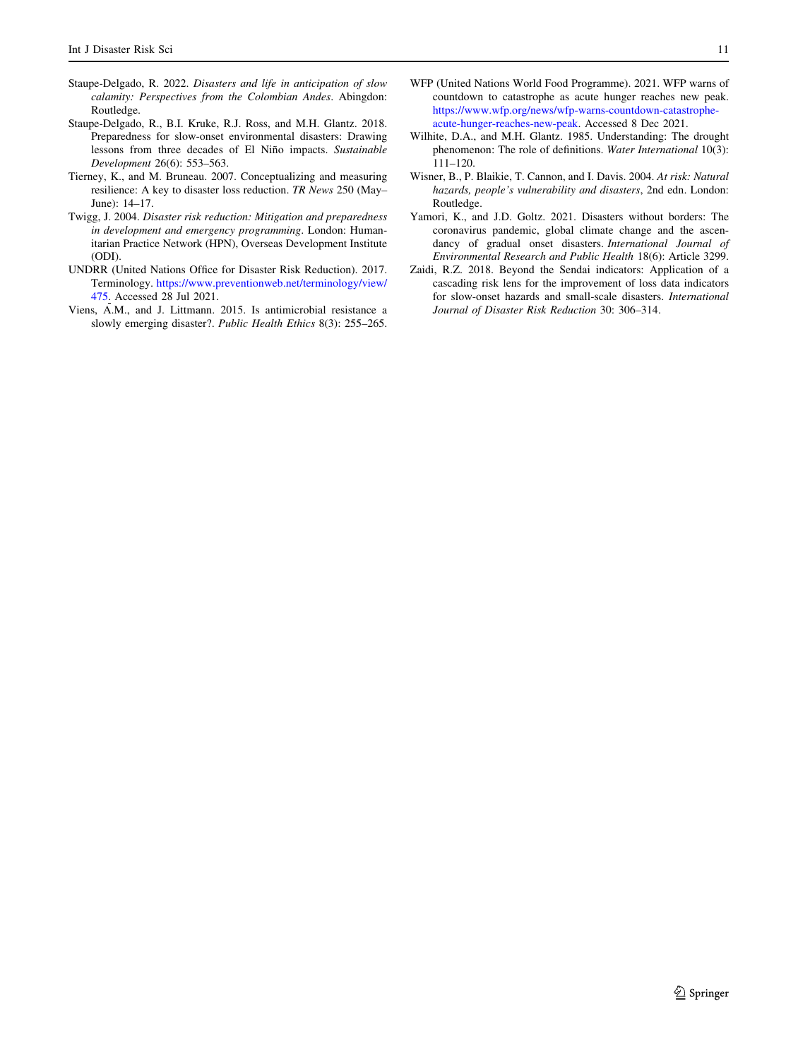Staupe-Delgado, R. 2022. *Disasters and life in anticipation of slow calamity: Perspectives from the Colombian Andes*. Abingdon: Routledge.

Staupe-Delgado, R., B.I. Kruke, R.J. Ross, and M.H. Glantz. 2018. Preparedness for slow-onset environmental disasters: Drawing lessons from three decades of El Niño impacts. *Sustainable Development* 26(6): 553–563.

Tierney, K., and M. Bruneau. 2007. Conceptualizing and measuring resilience: A key to disaster loss reduction. *TR News* 250 (May–June): 14–17.

Twigg, J. 2004. *Disaster risk reduction: Mitigation and preparedness in development and emergency programming*. London: Humanitarian Practice Network (HPN), Overseas Development Institute (ODI).

UNDRR (United Nations Office for Disaster Risk Reduction). 2017. Terminology. https://www.preventionweb.net/terminology/view/475. Accessed 28 Jul 2021.

Viens, A.M., and J. Littmann. 2015. Is antimicrobial resistance a slowly emerging disaster?. *Public Health Ethics* 8(3): 255–265.

WFP (United Nations World Food Programme). 2021. WFP warns of countdown to catastrophe as acute hunger reaches new peak. https://www.wfp.org/news/wfp-warns-countdown-catastrophe-acute-hunger-reaches-new-peak. Accessed 8 Dec 2021.

Wilhite, D.A., and M.H. Glantz. 1985. Understanding: The drought phenomenon: The role of definitions. *Water International* 10(3): 111–120.

Wisner, B., P. Blaikie, T. Cannon, and I. Davis. 2004. *At risk: Natural hazards, people's vulnerability and disasters*, 2nd edn. London: Routledge.

Yamori, K., and J.D. Goltz. 2021. Disasters without borders: The coronavirus pandemic, global climate change and the ascendancy of gradual onset disasters. *International Journal of Environmental Research and Public Health* 18(6): Article 3299.

Zaidi, R.Z. 2018. Beyond the Sendai indicators: Application of a cascading risk lens for the improvement of loss data indicators for slow-onset hazards and small-scale disasters. *International Journal of Disaster Risk Reduction* 30: 306–314.